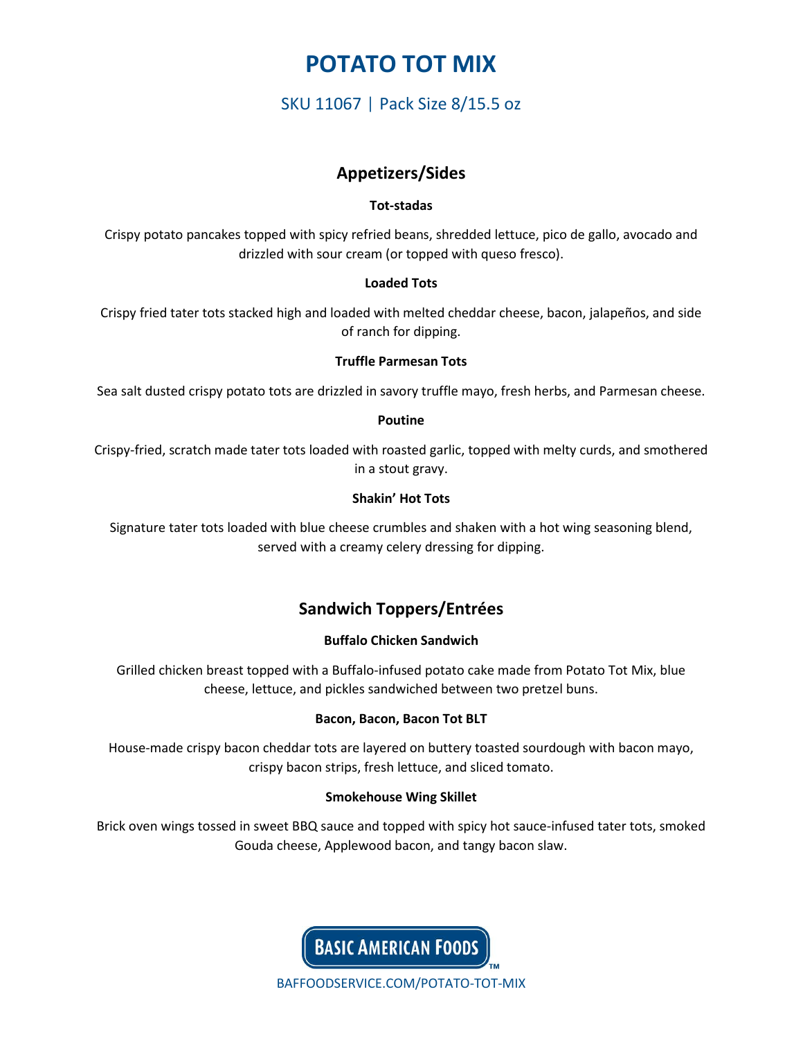# POTATO TOT MIX

SKU 11067 | Pack Size 8/15.5 oz

## Appetizers/Sides

**Tot-stadas**

Crispy potato pancakes topped with spicy refried beans, shredded lettuce, pico de gallo, avocado and drizzled with sour cream (or topped with queso fresco).

**Loaded Tots**

Crispy fried tater tots stacked high and loaded with melted cheddar cheese, bacon, jalapeños, and side of ranch for dipping.

**Truffle Parmesan Tots**

Sea salt dusted crispy potato tots are drizzled in savory truffle mayo, fresh herbs, and Parmesan cheese.

**Poutine**

Crispy-fried, scratch made tater tots loaded with roasted garlic, topped with melty curds, and smothered in a stout gravy.

**Shakin' Hot Tots**

Signature tater tots loaded with blue cheese crumbles and shaken with a hot wing seasoning blend, served with a creamy celery dressing for dipping.

## Sandwich Toppers/Entrées

**Buffalo Chicken Sandwich**

Grilled chicken breast topped with a Buffalo-infused potato cake made from Potato Tot Mix, blue cheese, lettuce, and pickles sandwiched between two pretzel buns.

**Bacon, Bacon, Bacon Tot BLT**

House-made crispy bacon cheddar tots are layered on buttery toasted sourdough with bacon mayo, crispy bacon strips, fresh lettuce, and sliced tomato.

**Smokehouse Wing Skillet**

Brick oven wings tossed in sweet BBQ sauce and topped with spicy hot sauce-infused tater tots, smoked Gouda cheese, Applewood bacon, and tangy bacon slaw.

BASIC AMERICAN FOODS™

BAFFOODSERVICE.COM/POTATO-TOT-MIX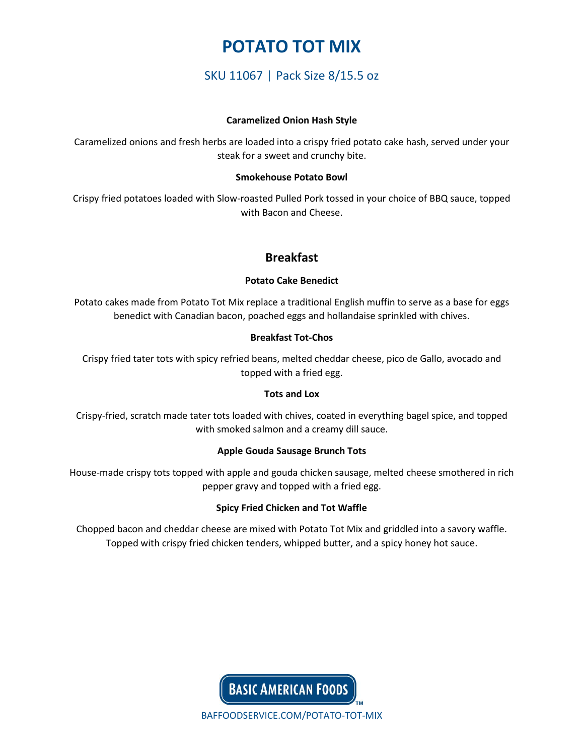# POTATO TOT MIX

SKU 11067 | Pack Size 8/15.5 oz

**Caramelized Onion Hash Style**

Caramelized onions and fresh herbs are loaded into a crispy fried potato cake hash, served under your steak for a sweet and crunchy bite.

**Smokehouse Potato Bowl**

Crispy fried potatoes loaded with Slow-roasted Pulled Pork tossed in your choice of BBQ sauce, topped with Bacon and Cheese.

## Breakfast

**Potato Cake Benedict**

Potato cakes made from Potato Tot Mix replace a traditional English muffin to serve as a base for eggs benedict with Canadian bacon, poached eggs and hollandaise sprinkled with chives.

**Breakfast Tot-Chos**

Crispy fried tater tots with spicy refried beans, melted cheddar cheese, pico de Gallo, avocado and topped with a fried egg.

**Tots and Lox**

Crispy-fried, scratch made tater tots loaded with chives, coated in everything bagel spice, and topped with smoked salmon and a creamy dill sauce.

**Apple Gouda Sausage Brunch Tots**

House-made crispy tots topped with apple and gouda chicken sausage, melted cheese smothered in rich pepper gravy and topped with a fried egg.

**Spicy Fried Chicken and Tot Waffle**

Chopped bacon and cheddar cheese are mixed with Potato Tot Mix and griddled into a savory waffle. Topped with crispy fried chicken tenders, whipped butter, and a spicy honey hot sauce.

BASIC AMERICAN FOODS™

BAFFOODSERVICE.COM/POTATO-TOT-MIX